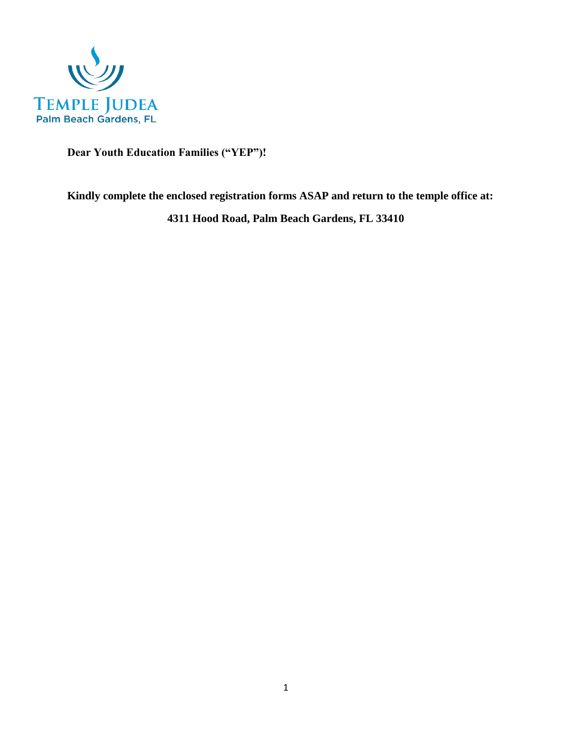TEMPLE JUDEA
Palm Beach Gardens, FL

**Dear Youth Education Families ("YEP")!**

**Kindly complete the enclosed registration forms ASAP and return to the temple office at:**

**4311 Hood Road, Palm Beach Gardens, FL 33410**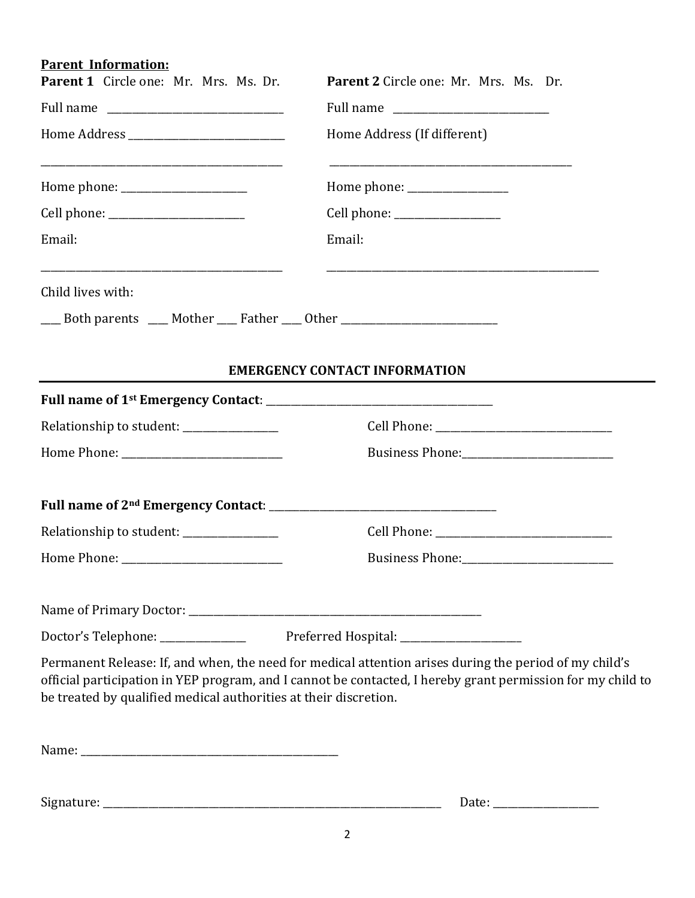**Parent Information:**

**Parent 1** Circle one: Mr. Mrs. Ms. Dr.

Full name ______________________________

Home Address ___________________________

_________________________________________

Home phone: ______________________

Cell phone: _______________________

Email:

_________________________________________

**Parent 2** Circle one: Mr. Mrs. Ms. Dr.

Full name ___________________________

Home Address (If different)

_________________________________________

Home phone: _________________

Cell phone: __________________

Email:

_______________________________________________

Child lives with:

___ Both parents ___ Mother ___ Father ___ Other ___________________________

## EMERGENCY CONTACT INFORMATION

**Full name of 1st Emergency Contact**: ________________________________________

Relationship to student: _________________ Cell Phone: _______________________________

Home Phone: ____________________________ Business Phone:___________________________

**Full name of 2nd Emergency Contact**: ________________________________________

Relationship to student: _________________ Cell Phone: _______________________________

Home Phone: ____________________________ Business Phone:___________________________

Name of Primary Doctor: ____________________________________________________

Doctor's Telephone: _______________ Preferred Hospital: _____________________

Permanent Release: If, and when, the need for medical attention arises during the period of my child's official participation in YEP program, and I cannot be contacted, I hereby grant permission for my child to be treated by qualified medical authorities at their discretion.

Name: ______________________________________________

Signature: ______________________________________________________________ Date: __________________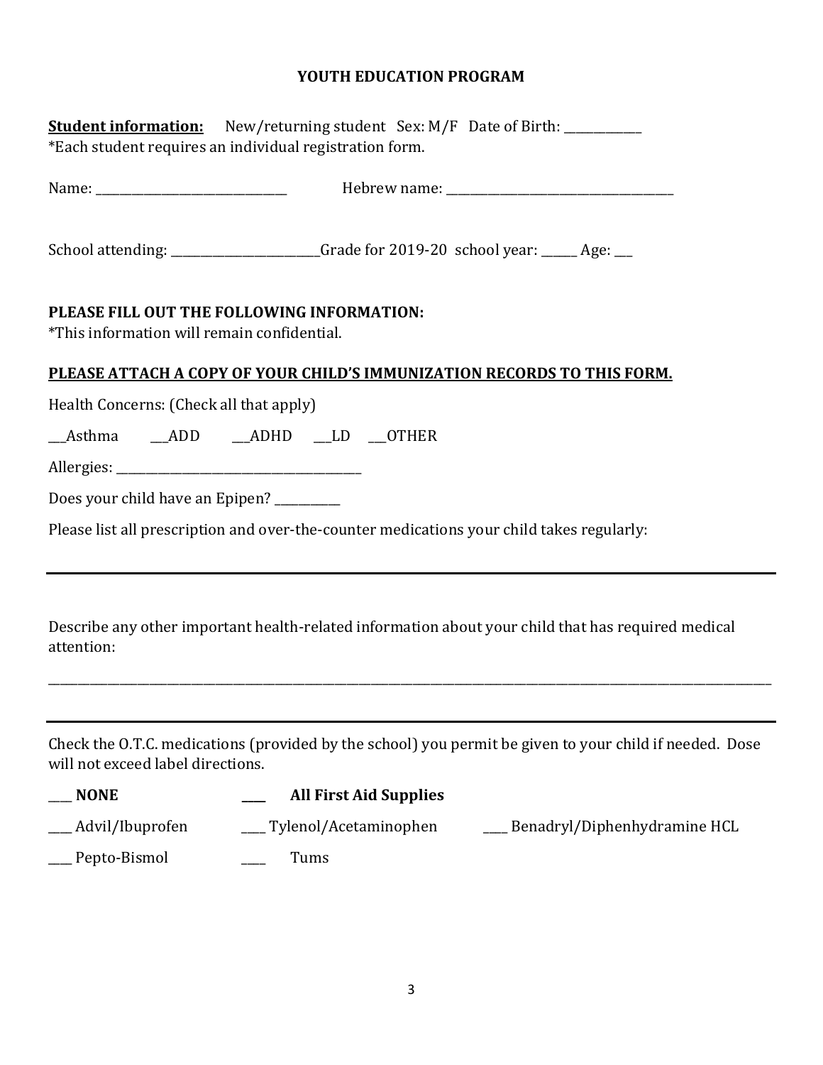**YOUTH EDUCATION PROGRAM**

**Student information:** New/returning student Sex: M/F Date of Birth: ____________
*Each student requires an individual registration form.

Name: ______________________________ Hebrew name: ____________________________________

School attending: _______________________Grade for 2019-20 school year: _____ Age: ___

**PLEASE FILL OUT THE FOLLOWING INFORMATION:**
*This information will remain confidential.

**PLEASE ATTACH A COPY OF YOUR CHILD'S IMMUNIZATION RECORDS TO THIS FORM.**

Health Concerns: (Check all that apply)

___Asthma ___ADD ___ADHD ___LD ___OTHER

Allergies: ______________________________________

Does your child have an Epipen? __________

Please list all prescription and over-the-counter medications your child takes regularly:

---

Describe any other important health-related information about your child that has required medical attention:

_______________________________________________________________________________________________________

---

Check the O.T.C. medications (provided by the school) you permit be given to your child if needed. Dose will not exceed label directions.

___ **NONE** ___ **All First Aid Supplies**

___ Advil/Ibuprofen ___ Tylenol/Acetaminophen ___ Benadryl/Diphenhydramine HCL

___ Pepto-Bismol ___ Tums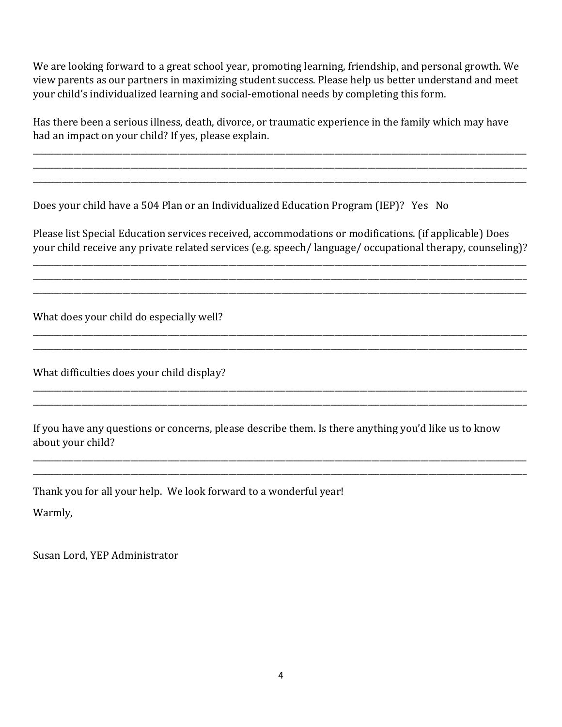We are looking forward to a great school year, promoting learning, friendship, and personal growth. We view parents as our partners in maximizing student success. Please help us better understand and meet your child's individualized learning and social-emotional needs by completing this form.

Has there been a serious illness, death, divorce, or traumatic experience in the family which may have had an impact on your child? If yes, please explain.

______________________________________________________________________________

______________________________________________________________________________

______________________________________________________________________________

Does your child have a 504 Plan or an Individualized Education Program (IEP)? Yes No

Please list Special Education services received, accommodations or modifications. (if applicable) Does your child receive any private related services (e.g. speech/ language/ occupational therapy, counseling)?

______________________________________________________________________________

______________________________________________________________________________

______________________________________________________________________________

What does your child do especially well?

______________________________________________________________________________

______________________________________________________________________________

What difficulties does your child display?

______________________________________________________________________________

______________________________________________________________________________

If you have any questions or concerns, please describe them. Is there anything you'd like us to know about your child?

______________________________________________________________________________

______________________________________________________________________________

Thank you for all your help. We look forward to a wonderful year!

Warmly,

Susan Lord, YEP Administrator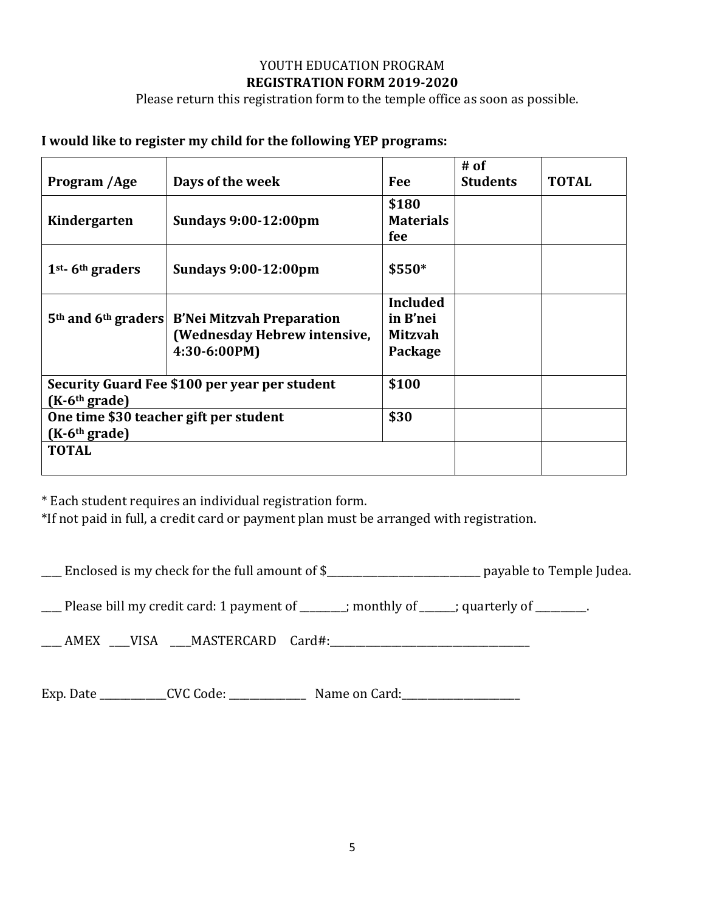YOUTH EDUCATION PROGRAM

**REGISTRATION FORM 2019-2020**

Please return this registration form to the temple office as soon as possible.

**I would like to register my child for the following YEP programs:**

| Program /Age | Days of the week | Fee | # of Students | TOTAL |
|---|---|---|---|---|
| **Kindergarten** | **Sundays 9:00-12:00pm** | **$180 Materials fee** | | |
| **1st- 6th graders** | **Sundays 9:00-12:00pm** | **$550*** | | |
| **5th and 6th graders** | **B'Nei Mitzvah Preparation (Wednesday Hebrew intensive, 4:30-6:00PM)** | **Included in B'nei Mitzvah Package** | | |
| **Security Guard Fee $100 per year per student (K-6th grade)** | | **$100** | | |
| **One time $30 teacher gift per student (K-6th grade)** | | **$30** | | |
| **TOTAL** | | | | |

\* Each student requires an individual registration form.

*If not paid in full, a credit card or payment plan must be arranged with registration.

____ Enclosed is my check for the full amount of $______________________________ payable to Temple Judea.

____ Please bill my credit card: 1 payment of _________; monthly of _______; quarterly of __________.

____ AMEX ____VISA ____MASTERCARD Card#:__________________________________________

Exp. Date _____________CVC Code: _______________ Name on Card:________________________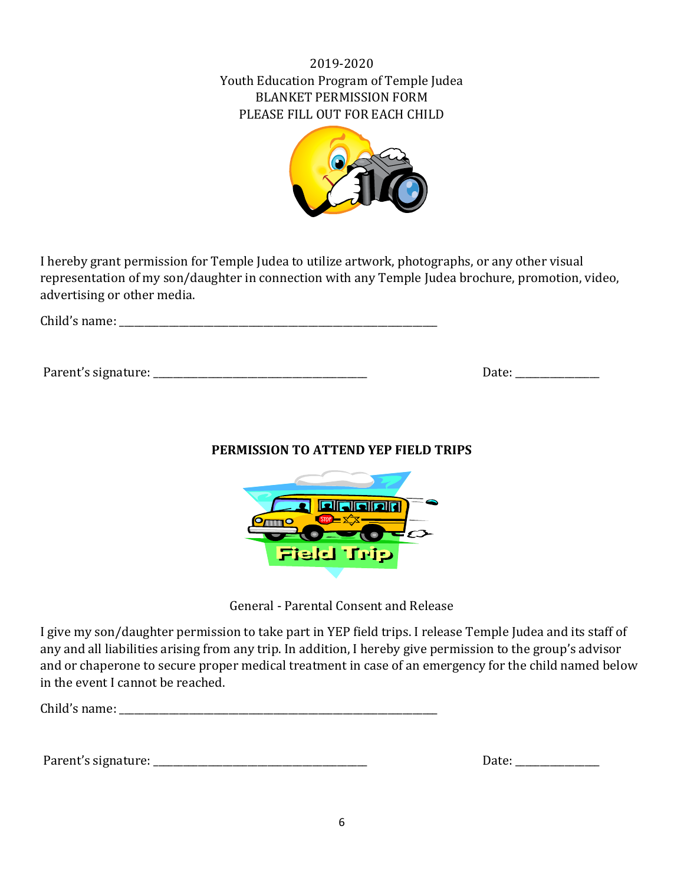2019-2020

Youth Education Program of Temple Judea

BLANKET PERMISSION FORM

PLEASE FILL OUT FOR EACH CHILD

I hereby grant permission for Temple Judea to utilize artwork, photographs, or any other visual representation of my son/daughter in connection with any Temple Judea brochure, promotion, video, advertising or other media.

Child's name: ___________________________________________________________

Parent's signature: ________________________________________ Date: _______________

**PERMISSION TO ATTEND YEP FIELD TRIPS**

General - Parental Consent and Release

I give my son/daughter permission to take part in YEP field trips. I release Temple Judea and its staff of any and all liabilities arising from any trip. In addition, I hereby give permission to the group's advisor and or chaperone to secure proper medical treatment in case of an emergency for the child named below in the event I cannot be reached.

Child's name: ___________________________________________________________

Parent's signature: ________________________________________ Date: _______________